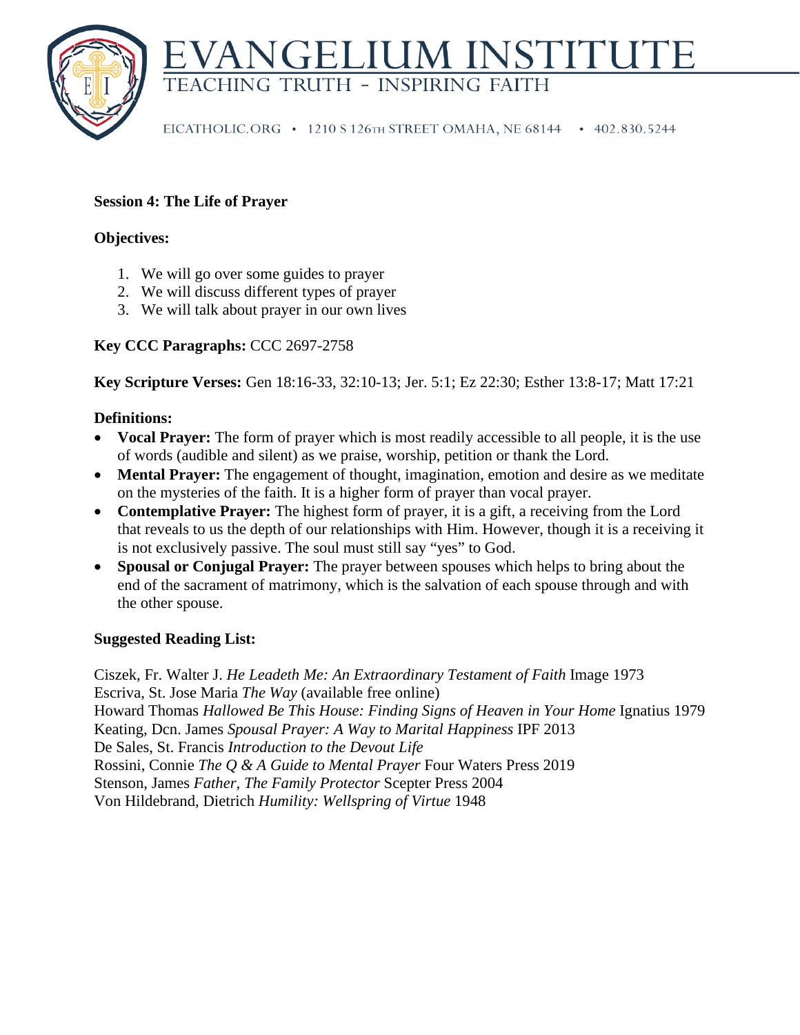# EVANGELIUM INSTITUTE

TEACHING TRUTH - INSPIRING FAITH

EICATHOLIC.ORG • 1210 S 126TH STREET OMAHA, NE 68144 • 402.830.5244

**Session 4: The Life of Prayer**

**Objectives:**

1. We will go over some guides to prayer
2. We will discuss different types of prayer
3. We will talk about prayer in our own lives

**Key CCC Paragraphs:** CCC 2697-2758

**Key Scripture Verses:** Gen 18:16-33, 32:10-13; Jer. 5:1; Ez 22:30; Esther 13:8-17; Matt 17:21

**Definitions:**

- **Vocal Prayer:** The form of prayer which is most readily accessible to all people, it is the use of words (audible and silent) as we praise, worship, petition or thank the Lord.
- **Mental Prayer:** The engagement of thought, imagination, emotion and desire as we meditate on the mysteries of the faith. It is a higher form of prayer than vocal prayer.
- **Contemplative Prayer:** The highest form of prayer, it is a gift, a receiving from the Lord that reveals to us the depth of our relationships with Him. However, though it is a receiving it is not exclusively passive. The soul must still say "yes" to God.
- **Spousal or Conjugal Prayer:** The prayer between spouses which helps to bring about the end of the sacrament of matrimony, which is the salvation of each spouse through and with the other spouse.

**Suggested Reading List:**

Ciszek, Fr. Walter J. *He Leadeth Me: An Extraordinary Testament of Faith* Image 1973
Escriva, St. Jose Maria *The Way* (available free online)
Howard Thomas *Hallowed Be This House: Finding Signs of Heaven in Your Home* Ignatius 1979
Keating, Dcn. James *Spousal Prayer: A Way to Marital Happiness* IPF 2013
De Sales, St. Francis *Introduction to the Devout Life*
Rossini, Connie *The Q & A Guide to Mental Prayer* Four Waters Press 2019
Stenson, James *Father, The Family Protector* Scepter Press 2004
Von Hildebrand, Dietrich *Humility: Wellspring of Virtue* 1948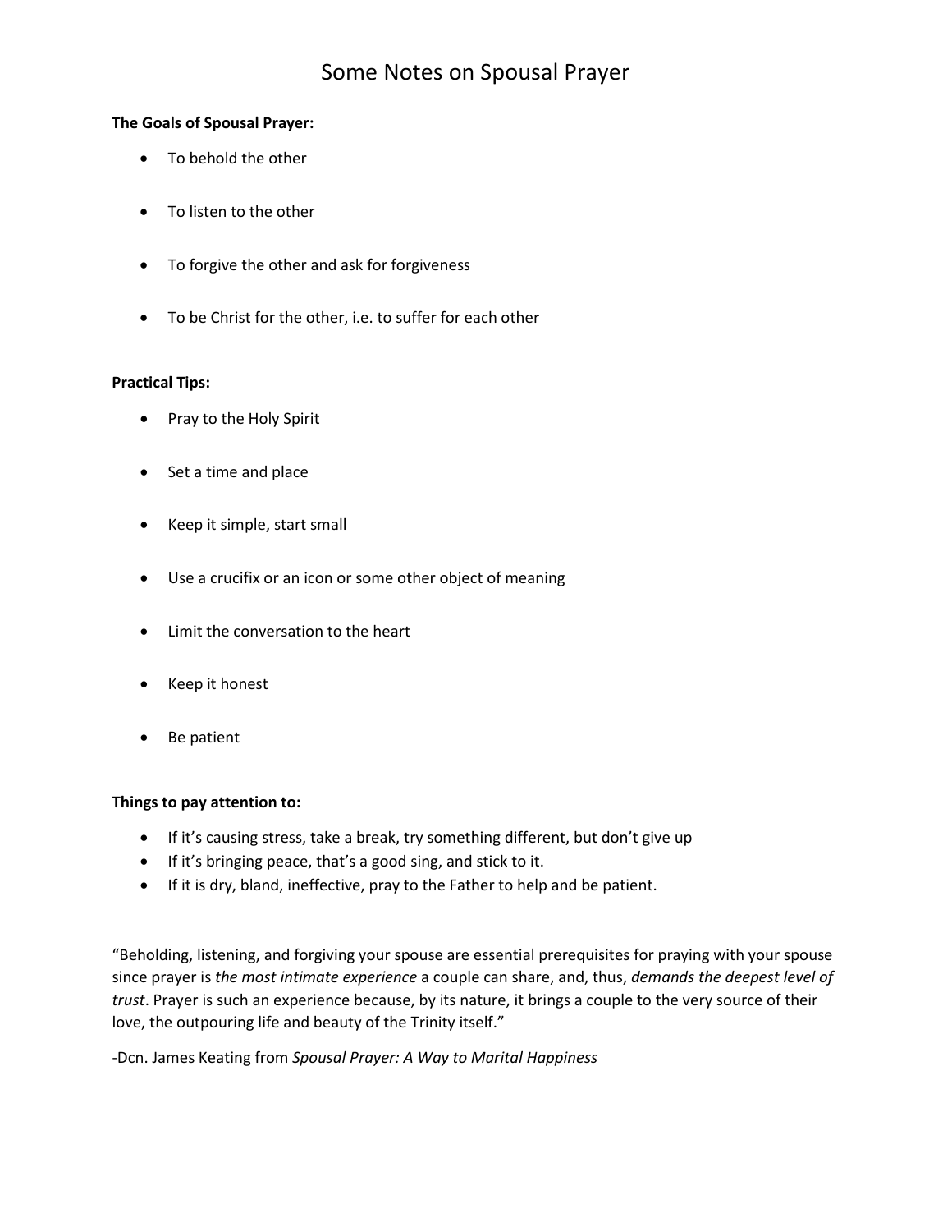# Some Notes on Spousal Prayer

**The Goals of Spousal Prayer:**

- To behold the other
- To listen to the other
- To forgive the other and ask for forgiveness
- To be Christ for the other, i.e. to suffer for each other

**Practical Tips:**

- Pray to the Holy Spirit
- Set a time and place
- Keep it simple, start small
- Use a crucifix or an icon or some other object of meaning
- Limit the conversation to the heart
- Keep it honest
- Be patient

**Things to pay attention to:**

- If it's causing stress, take a break, try something different, but don't give up
- If it's bringing peace, that's a good sing, and stick to it.
- If it is dry, bland, ineffective, pray to the Father to help and be patient.

"Beholding, listening, and forgiving your spouse are essential prerequisites for praying with your spouse since prayer is *the most intimate experience* a couple can share, and, thus, *demands the deepest level of trust*. Prayer is such an experience because, by its nature, it brings a couple to the very source of their love, the outpouring life and beauty of the Trinity itself."

-Dcn. James Keating from *Spousal Prayer: A Way to Marital Happiness*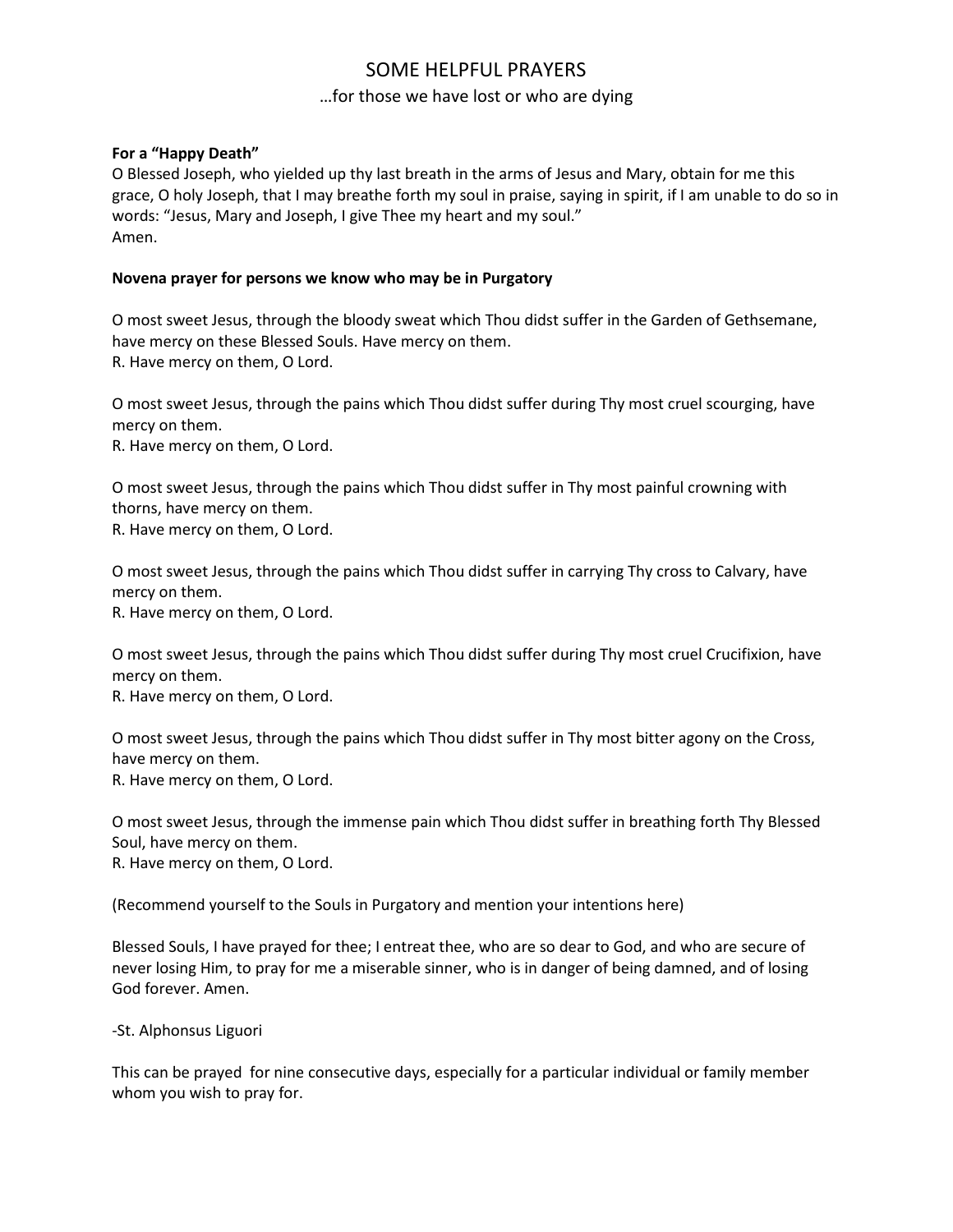# SOME HELPFUL PRAYERS

…for those we have lost or who are dying

**For a "Happy Death"**

O Blessed Joseph, who yielded up thy last breath in the arms of Jesus and Mary, obtain for me this grace, O holy Joseph, that I may breathe forth my soul in praise, saying in spirit, if I am unable to do so in words: "Jesus, Mary and Joseph, I give Thee my heart and my soul."
Amen.

**Novena prayer for persons we know who may be in Purgatory**

O most sweet Jesus, through the bloody sweat which Thou didst suffer in the Garden of Gethsemane, have mercy on these Blessed Souls. Have mercy on them.
R. Have mercy on them, O Lord.

O most sweet Jesus, through the pains which Thou didst suffer during Thy most cruel scourging, have mercy on them.
R. Have mercy on them, O Lord.

O most sweet Jesus, through the pains which Thou didst suffer in Thy most painful crowning with thorns, have mercy on them.
R. Have mercy on them, O Lord.

O most sweet Jesus, through the pains which Thou didst suffer in carrying Thy cross to Calvary, have mercy on them.
R. Have mercy on them, O Lord.

O most sweet Jesus, through the pains which Thou didst suffer during Thy most cruel Crucifixion, have mercy on them.
R. Have mercy on them, O Lord.

O most sweet Jesus, through the pains which Thou didst suffer in Thy most bitter agony on the Cross, have mercy on them.
R. Have mercy on them, O Lord.

O most sweet Jesus, through the immense pain which Thou didst suffer in breathing forth Thy Blessed Soul, have mercy on them.
R. Have mercy on them, O Lord.

(Recommend yourself to the Souls in Purgatory and mention your intentions here)

Blessed Souls, I have prayed for thee; I entreat thee, who are so dear to God, and who are secure of never losing Him, to pray for me a miserable sinner, who is in danger of being damned, and of losing God forever. Amen.

-St. Alphonsus Liguori

This can be prayed for nine consecutive days, especially for a particular individual or family member whom you wish to pray for.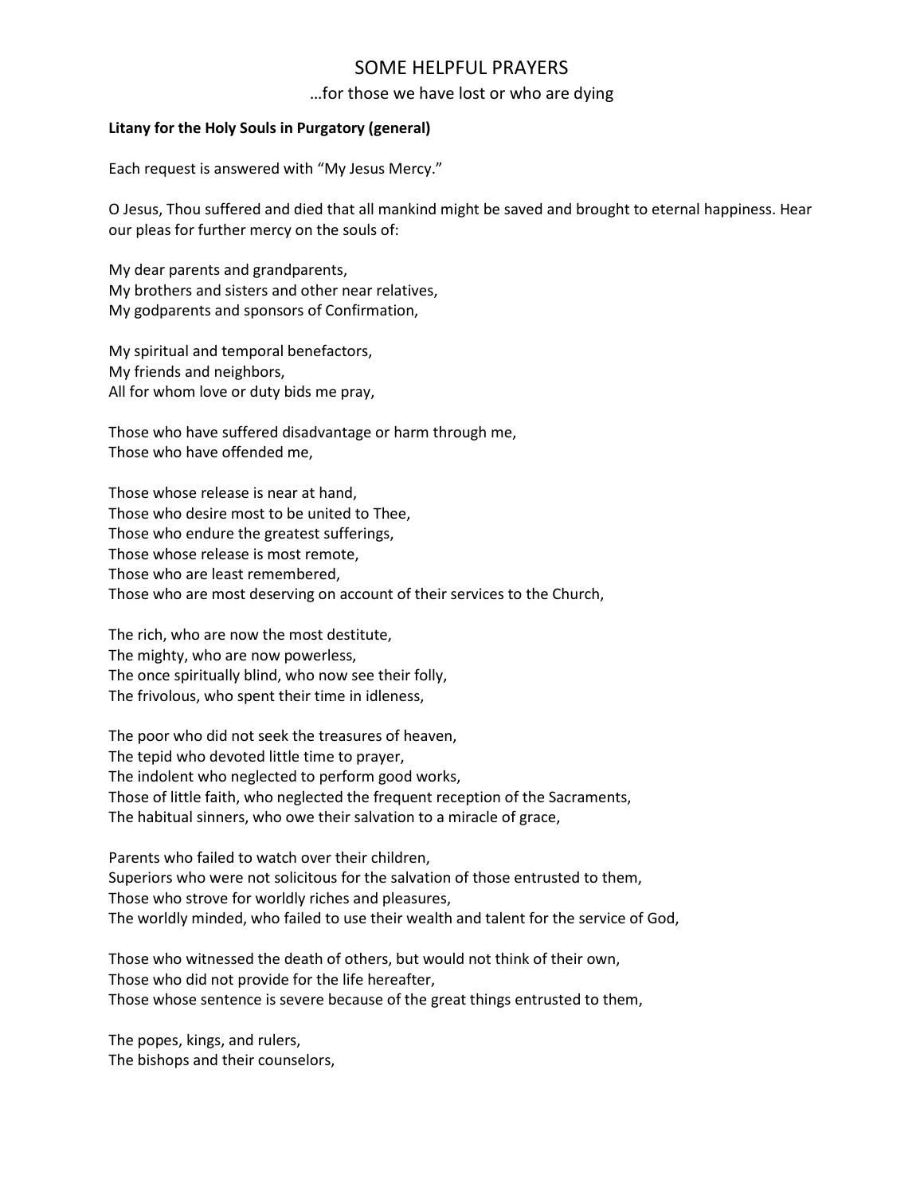# SOME HELPFUL PRAYERS

…for those we have lost or who are dying

**Litany for the Holy Souls in Purgatory (general)**

Each request is answered with "My Jesus Mercy."

O Jesus, Thou suffered and died that all mankind might be saved and brought to eternal happiness. Hear our pleas for further mercy on the souls of:

My dear parents and grandparents,
My brothers and sisters and other near relatives,
My godparents and sponsors of Confirmation,

My spiritual and temporal benefactors,
My friends and neighbors,
All for whom love or duty bids me pray,

Those who have suffered disadvantage or harm through me,
Those who have offended me,

Those whose release is near at hand,
Those who desire most to be united to Thee,
Those who endure the greatest sufferings,
Those whose release is most remote,
Those who are least remembered,
Those who are most deserving on account of their services to the Church,

The rich, who are now the most destitute,
The mighty, who are now powerless,
The once spiritually blind, who now see their folly,
The frivolous, who spent their time in idleness,

The poor who did not seek the treasures of heaven,
The tepid who devoted little time to prayer,
The indolent who neglected to perform good works,
Those of little faith, who neglected the frequent reception of the Sacraments,
The habitual sinners, who owe their salvation to a miracle of grace,

Parents who failed to watch over their children,
Superiors who were not solicitous for the salvation of those entrusted to them,
Those who strove for worldly riches and pleasures,
The worldly minded, who failed to use their wealth and talent for the service of God,

Those who witnessed the death of others, but would not think of their own,
Those who did not provide for the life hereafter,
Those whose sentence is severe because of the great things entrusted to them,

The popes, kings, and rulers,
The bishops and their counselors,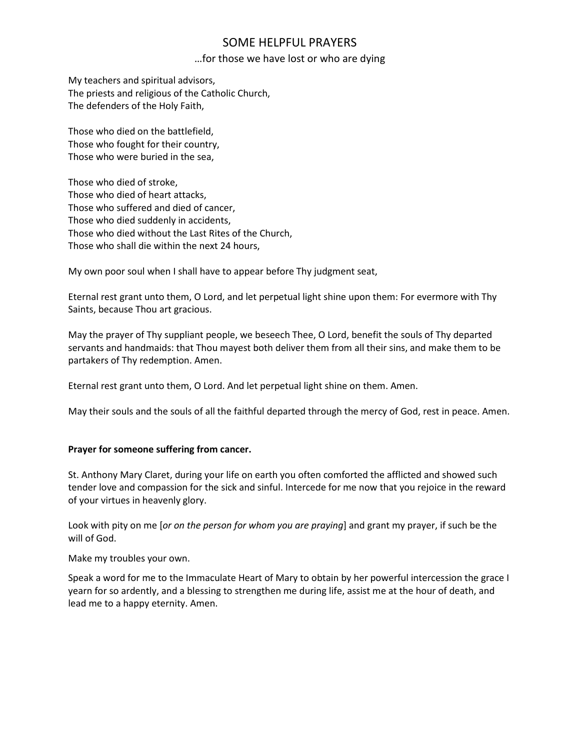# SOME HELPFUL PRAYERS

…for those we have lost or who are dying

My teachers and spiritual advisors,  
The priests and religious of the Catholic Church,  
The defenders of the Holy Faith,

Those who died on the battlefield,  
Those who fought for their country,  
Those who were buried in the sea,

Those who died of stroke,  
Those who died of heart attacks,  
Those who suffered and died of cancer,  
Those who died suddenly in accidents,  
Those who died without the Last Rites of the Church,  
Those who shall die within the next 24 hours,

My own poor soul when I shall have to appear before Thy judgment seat,

Eternal rest grant unto them, O Lord, and let perpetual light shine upon them: For evermore with Thy Saints, because Thou art gracious.

May the prayer of Thy suppliant people, we beseech Thee, O Lord, benefit the souls of Thy departed servants and handmaids: that Thou mayest both deliver them from all their sins, and make them to be partakers of Thy redemption. Amen.

Eternal rest grant unto them, O Lord. And let perpetual light shine on them. Amen.

May their souls and the souls of all the faithful departed through the mercy of God, rest in peace. Amen.

**Prayer for someone suffering from cancer.**

St. Anthony Mary Claret, during your life on earth you often comforted the afflicted and showed such tender love and compassion for the sick and sinful. Intercede for me now that you rejoice in the reward of your virtues in heavenly glory.

Look with pity on me [*or on the person for whom you are praying*] and grant my prayer, if such be the will of God.

Make my troubles your own.

Speak a word for me to the Immaculate Heart of Mary to obtain by her powerful intercession the grace I yearn for so ardently, and a blessing to strengthen me during life, assist me at the hour of death, and lead me to a happy eternity. Amen.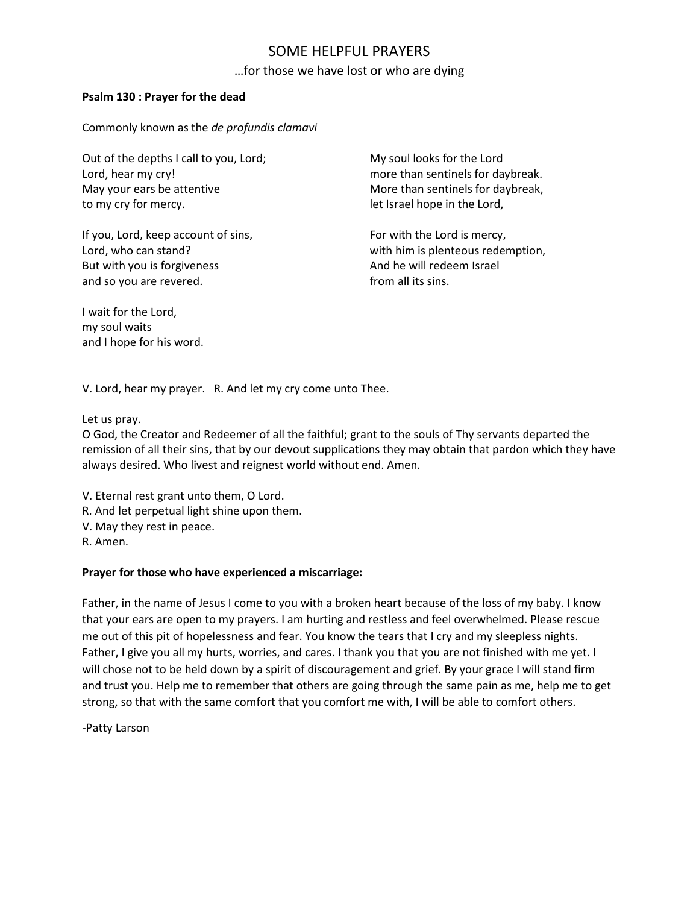# SOME HELPFUL PRAYERS

…for those we have lost or who are dying

**Psalm 130 : Prayer for the dead**

Commonly known as the *de profundis clamavi*

Out of the depths I call to you, Lord;
Lord, hear my cry!
May your ears be attentive
to my cry for mercy.

If you, Lord, keep account of sins,
Lord, who can stand?
But with you is forgiveness
and so you are revered.

I wait for the Lord,
my soul waits
and I hope for his word.

My soul looks for the Lord
more than sentinels for daybreak.
More than sentinels for daybreak,
let Israel hope in the Lord,

For with the Lord is mercy,
with him is plenteous redemption,
And he will redeem Israel
from all its sins.

V. Lord, hear my prayer.   R. And let my cry come unto Thee.

Let us pray.
O God, the Creator and Redeemer of all the faithful; grant to the souls of Thy servants departed the remission of all their sins, that by our devout supplications they may obtain that pardon which they have always desired. Who livest and reignest world without end. Amen.

V. Eternal rest grant unto them, O Lord.
R. And let perpetual light shine upon them.
V. May they rest in peace.
R. Amen.

**Prayer for those who have experienced a miscarriage:**

Father, in the name of Jesus I come to you with a broken heart because of the loss of my baby. I know that your ears are open to my prayers. I am hurting and restless and feel overwhelmed. Please rescue me out of this pit of hopelessness and fear. You know the tears that I cry and my sleepless nights. Father, I give you all my hurts, worries, and cares. I thank you that you are not finished with me yet. I will chose not to be held down by a spirit of discouragement and grief. By your grace I will stand firm and trust you. Help me to remember that others are going through the same pain as me, help me to get strong, so that with the same comfort that you comfort me with, I will be able to comfort others.

-Patty Larson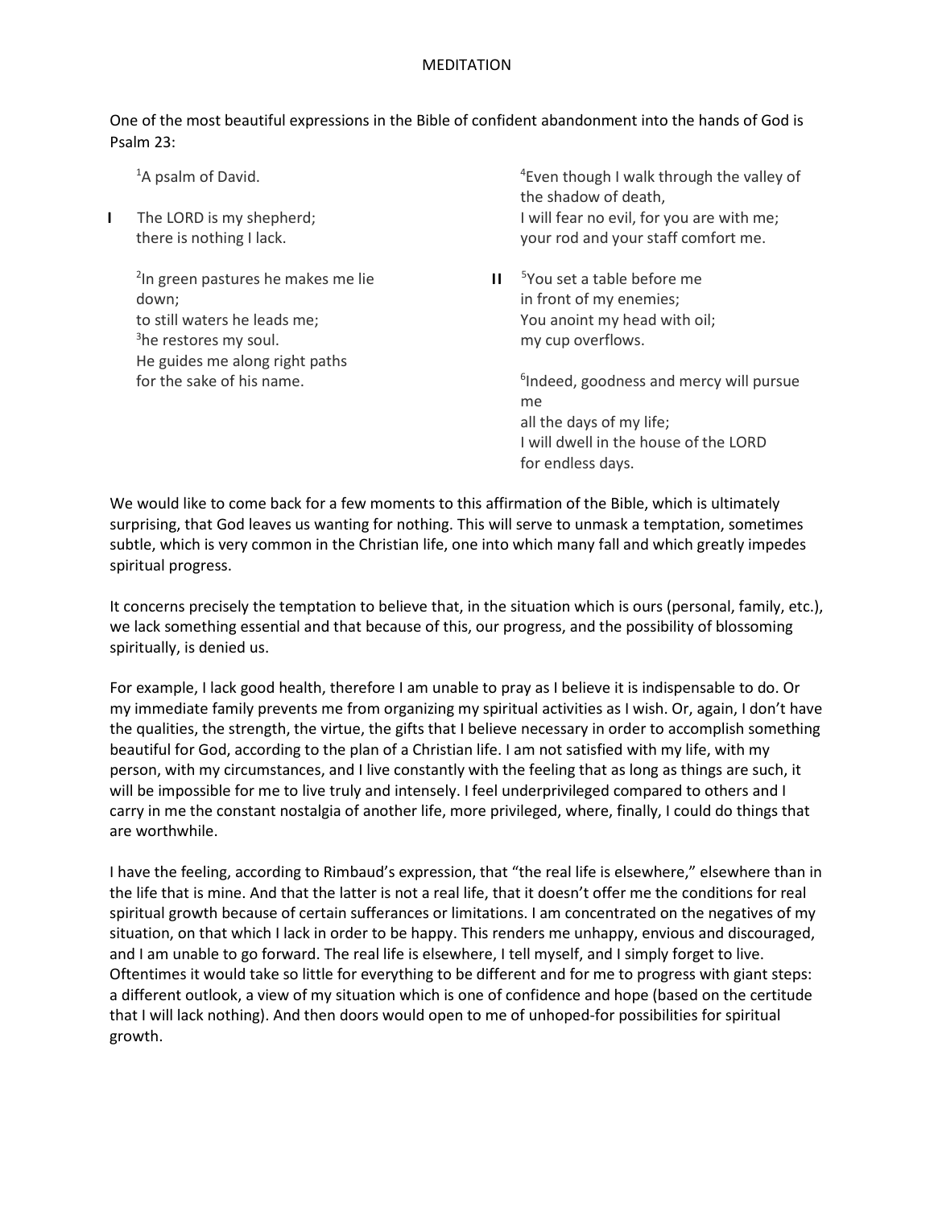MEDITATION

One of the most beautiful expressions in the Bible of confident abandonment into the hands of God is Psalm 23:

[1]A psalm of David.

**I** The LORD is my shepherd;
there is nothing I lack.

[2]In green pastures he makes me lie down;
to still waters he leads me;
[3]he restores my soul.
He guides me along right paths
for the sake of his name.

[4]Even though I walk through the valley of the shadow of death,
I will fear no evil, for you are with me;
your rod and your staff comfort me.

**II** [5]You set a table before me
in front of my enemies;
You anoint my head with oil;
my cup overflows.

[6]Indeed, goodness and mercy will pursue me
all the days of my life;
I will dwell in the house of the LORD
for endless days.

We would like to come back for a few moments to this affirmation of the Bible, which is ultimately surprising, that God leaves us wanting for nothing. This will serve to unmask a temptation, sometimes subtle, which is very common in the Christian life, one into which many fall and which greatly impedes spiritual progress.

It concerns precisely the temptation to believe that, in the situation which is ours (personal, family, etc.), we lack something essential and that because of this, our progress, and the possibility of blossoming spiritually, is denied us.

For example, I lack good health, therefore I am unable to pray as I believe it is indispensable to do. Or my immediate family prevents me from organizing my spiritual activities as I wish. Or, again, I don't have the qualities, the strength, the virtue, the gifts that I believe necessary in order to accomplish something beautiful for God, according to the plan of a Christian life. I am not satisfied with my life, with my person, with my circumstances, and I live constantly with the feeling that as long as things are such, it will be impossible for me to live truly and intensely. I feel underprivileged compared to others and I carry in me the constant nostalgia of another life, more privileged, where, finally, I could do things that are worthwhile.

I have the feeling, according to Rimbaud's expression, that "the real life is elsewhere," elsewhere than in the life that is mine. And that the latter is not a real life, that it doesn't offer me the conditions for real spiritual growth because of certain sufferances or limitations. I am concentrated on the negatives of my situation, on that which I lack in order to be happy. This renders me unhappy, envious and discouraged, and I am unable to go forward. The real life is elsewhere, I tell myself, and I simply forget to live. Oftentimes it would take so little for everything to be different and for me to progress with giant steps: a different outlook, a view of my situation which is one of confidence and hope (based on the certitude that I will lack nothing). And then doors would open to me of unhoped-for possibilities for spiritual growth.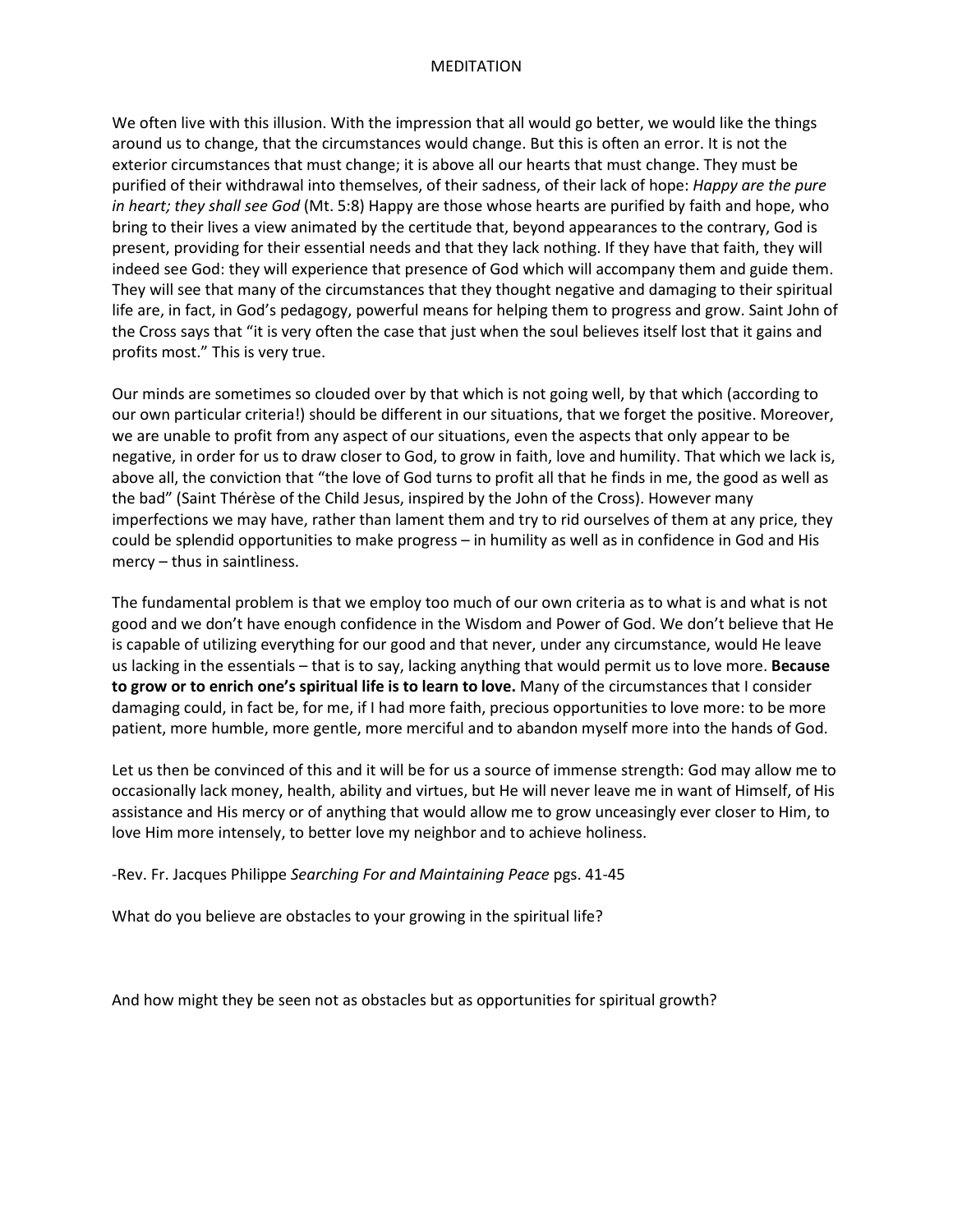# MEDITATION

We often live with this illusion. With the impression that all would go better, we would like the things around us to change, that the circumstances would change. But this is often an error. It is not the exterior circumstances that must change; it is above all our hearts that must change. They must be purified of their withdrawal into themselves, of their sadness, of their lack of hope: *Happy are the pure in heart; they shall see God* (Mt. 5:8) Happy are those whose hearts are purified by faith and hope, who bring to their lives a view animated by the certitude that, beyond appearances to the contrary, God is present, providing for their essential needs and that they lack nothing. If they have that faith, they will indeed see God: they will experience that presence of God which will accompany them and guide them. They will see that many of the circumstances that they thought negative and damaging to their spiritual life are, in fact, in God's pedagogy, powerful means for helping them to progress and grow. Saint John of the Cross says that "it is very often the case that just when the soul believes itself lost that it gains and profits most." This is very true.

Our minds are sometimes so clouded over by that which is not going well, by that which (according to our own particular criteria!) should be different in our situations, that we forget the positive. Moreover, we are unable to profit from any aspect of our situations, even the aspects that only appear to be negative, in order for us to draw closer to God, to grow in faith, love and humility. That which we lack is, above all, the conviction that "the love of God turns to profit all that he finds in me, the good as well as the bad" (Saint Thérèse of the Child Jesus, inspired by the John of the Cross). However many imperfections we may have, rather than lament them and try to rid ourselves of them at any price, they could be splendid opportunities to make progress – in humility as well as in confidence in God and His mercy – thus in saintliness.

The fundamental problem is that we employ too much of our own criteria as to what is and what is not good and we don't have enough confidence in the Wisdom and Power of God. We don't believe that He is capable of utilizing everything for our good and that never, under any circumstance, would He leave us lacking in the essentials – that is to say, lacking anything that would permit us to love more. **Because to grow or to enrich one's spiritual life is to learn to love.** Many of the circumstances that I consider damaging could, in fact be, for me, if I had more faith, precious opportunities to love more: to be more patient, more humble, more gentle, more merciful and to abandon myself more into the hands of God.

Let us then be convinced of this and it will be for us a source of immense strength: God may allow me to occasionally lack money, health, ability and virtues, but He will never leave me in want of Himself, of His assistance and His mercy or of anything that would allow me to grow unceasingly ever closer to Him, to love Him more intensely, to better love my neighbor and to achieve holiness.

-Rev. Fr. Jacques Philippe *Searching For and Maintaining Peace* pgs. 41-45

What do you believe are obstacles to your growing in the spiritual life?

And how might they be seen not as obstacles but as opportunities for spiritual growth?